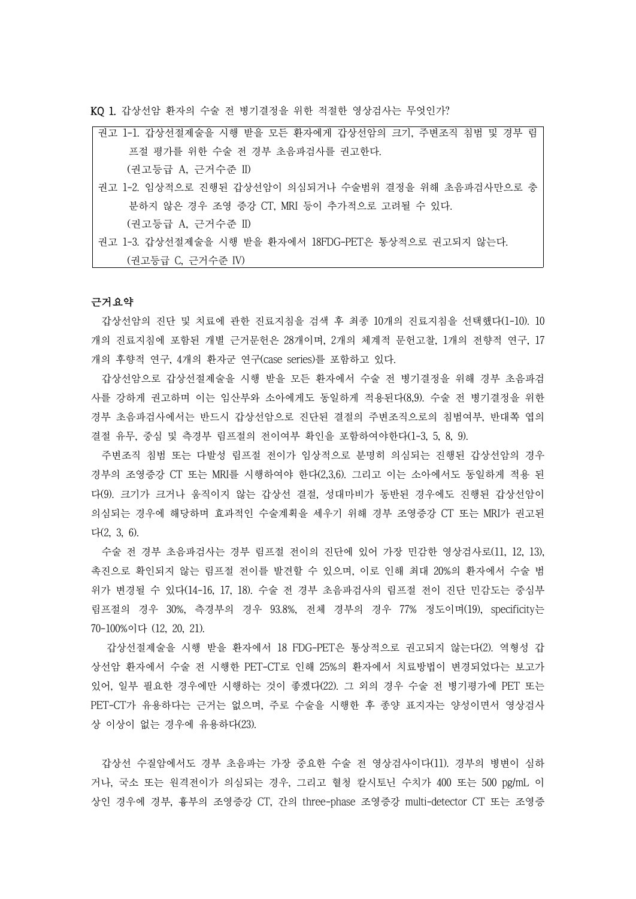KQ 1. 갑상선암 환자의 수술 전 병기결정을 위한 적절한 영상검사는 무엇인가?

> 권고 1-1. 갑상선절제술을 시행 받을 모든 환자에게 갑상선암의 크기, 주변조직 침범 및 경부 림프절 평가를 위한 수술 전 경부 초음파검사를 권고한다.
> (권고등급 A, 근거수준 II)
>
> 권고 1-2. 임상적으로 진행된 갑상선암이 의심되거나 수술범위 결정을 위해 초음파검사만으로 충분하지 않은 경우 조영 증강 CT, MRI 등이 추가적으로 고려될 수 있다.
> (권고등급 A, 근거수준 II)
>
> 권고 1-3. 갑상선절제술을 시행 받을 환자에서 18FDG-PET은 통상적으로 권고되지 않는다.
> (권고등급 C, 근거수준 IV)

**근거요약**

갑상선암의 진단 및 치료에 관한 진료지침을 검색 후 최종 10개의 진료지침을 선택했다(1-10). 10개의 진료지침에 포함된 개별 근거문헌은 28개이며, 2개의 체계적 문헌고찰, 1개의 전향적 연구, 17개의 후향적 연구, 4개의 환자군 연구(case series)를 포함하고 있다.

갑상선암으로 갑상선절제술을 시행 받을 모든 환자에서 수술 전 병기결정을 위해 경부 초음파검사를 강하게 권고하며 이는 임산부와 소아에게도 동일하게 적용된다(8,9). 수술 전 병기결정을 위한 경부 초음파검사에서는 반드시 갑상선암으로 진단된 결절의 주변조직으로의 침범여부, 반대쪽 엽의 결절 유무, 중심 및 측경부 림프절의 전이여부 확인을 포함하여야한다(1-3, 5, 8, 9).

주변조직 침범 또는 다발성 림프절 전이가 임상적으로 분명히 의심되는 진행된 갑상선암의 경우 경부의 조영증강 CT 또는 MRI를 시행하여야 한다(2,3,6). 그리고 이는 소아에서도 동일하게 적용 된다(9). 크기가 크거나 움직이지 않는 갑상선 결절, 성대마비가 동반된 경우에도 진행된 갑상선암이 의심되는 경우에 해당하며 효과적인 수술계획을 세우기 위해 경부 조영증강 CT 또는 MRI가 권고된다(2, 3, 6).

수술 전 경부 초음파검사는 경부 림프절 전이의 진단에 있어 가장 민감한 영상검사로(11, 12, 13), 촉진으로 확인되지 않는 림프절 전이를 발견할 수 있으며, 이로 인해 최대 20%의 환자에서 수술 범위가 변경될 수 있다(14-16, 17, 18). 수술 전 경부 초음파검사의 림프절 전이 진단 민감도는 중심부 림프절의 경우 30%, 측경부의 경우 93.8%, 전체 경부의 경우 77% 정도이며(19), specificity는 70-100%이다 (12, 20, 21).

갑상선절제술을 시행 받을 환자에서 18 FDG-PET은 통상적으로 권고되지 않는다(2). 역형성 갑상선암 환자에서 수술 전 시행한 PET-CT로 인해 25%의 환자에서 치료방법이 변경되었다는 보고가 있어, 일부 필요한 경우에만 시행하는 것이 좋겠다(22). 그 외의 경우 수술 전 병기평가에 PET 또는 PET-CT가 유용하다는 근거는 없으며, 주로 수술을 시행한 후 종양 표지자는 양성이면서 영상검사상 이상이 없는 경우에 유용하다(23).

갑상선 수질암에서도 경부 초음파는 가장 중요한 수술 전 영상검사이다(11). 경부의 병변이 심하거나, 국소 또는 원격전이가 의심되는 경우, 그리고 혈청 칼시토닌 수치가 400 또는 500 pg/mL 이상인 경우에 경부, 흉부의 조영증강 CT, 간의 three-phase 조영증강 multi-detector CT 또는 조영증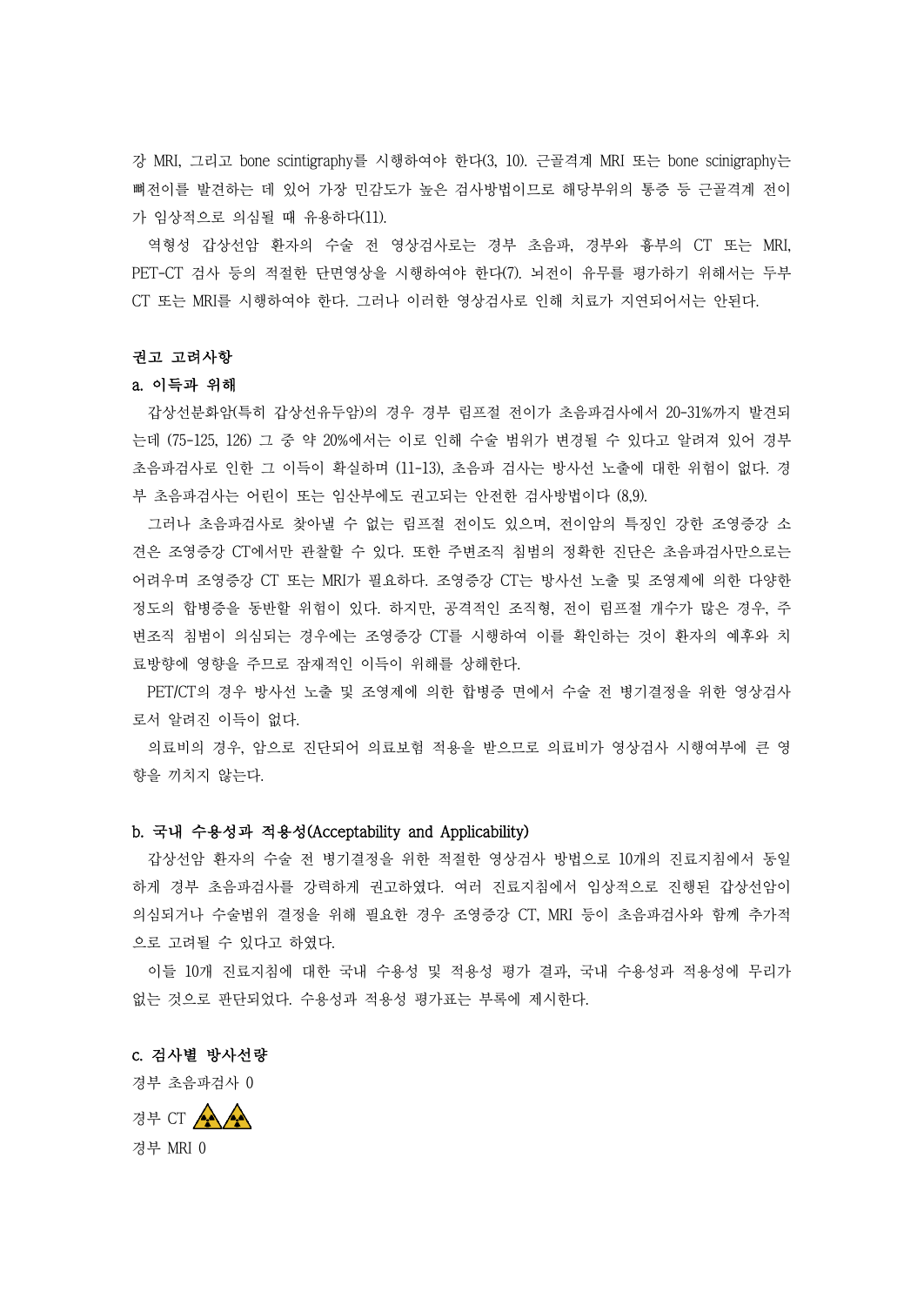강 MRI, 그리고 bone scintigraphy를 시행하여야 한다(3, 10). 근골격계 MRI 또는 bone scinigraphy는 뼈전이를 발견하는 데 있어 가장 민감도가 높은 검사방법이므로 해당부위의 통증 등 근골격계 전이가 임상적으로 의심될 때 유용하다(11).

역형성 갑상선암 환자의 수술 전 영상검사로는 경부 초음파, 경부와 흉부의 CT 또는 MRI, PET-CT 검사 등의 적절한 단면영상을 시행하여야 한다(7). 뇌전이 유무를 평가하기 위해서는 두부 CT 또는 MRI를 시행하여야 한다. 그러나 이러한 영상검사로 인해 치료가 지연되어서는 안된다.

### 권고 고려사항

#### a. 이득과 위해

갑상선분화암(특히 갑상선유두암)의 경우 경부 림프절 전이가 초음파검사에서 20-31%까지 발견되는데 (75-125, 126) 그 중 약 20%에서는 이로 인해 수술 범위가 변경될 수 있다고 알려져 있어 경부 초음파검사로 인한 그 이득이 확실하며 (11-13), 초음파 검사는 방사선 노출에 대한 위험이 없다. 경부 초음파검사는 어린이 또는 임산부에도 권고되는 안전한 검사방법이다 (8,9).

그러나 초음파검사로 찾아낼 수 없는 림프절 전이도 있으며, 전이암의 특징인 강한 조영증강 소견은 조영증강 CT에서만 관찰할 수 있다. 또한 주변조직 침범의 정확한 진단은 초음파검사만으로는 어려우며 조영증강 CT 또는 MRI가 필요하다. 조영증강 CT는 방사선 노출 및 조영제에 의한 다양한 정도의 합병증을 동반할 위험이 있다. 하지만, 공격적인 조직형, 전이 림프절 개수가 많은 경우, 주변조직 침범이 의심되는 경우에는 조영증강 CT를 시행하여 이를 확인하는 것이 환자의 예후와 치료방향에 영향을 주므로 잠재적인 이득이 위해를 상해한다.

PET/CT의 경우 방사선 노출 및 조영제에 의한 합병증 면에서 수술 전 병기결정을 위한 영상검사로서 알려진 이득이 없다.

의료비의 경우, 암으로 진단되어 의료보험 적용을 받으므로 의료비가 영상검사 시행여부에 큰 영향을 끼치지 않는다.

#### b. 국내 수용성과 적용성(Acceptability and Applicability)

갑상선암 환자의 수술 전 병기결정을 위한 적절한 영상검사 방법으로 10개의 진료지침에서 동일하게 경부 초음파검사를 강력하게 권고하였다. 여러 진료지침에서 임상적으로 진행된 갑상선암이 의심되거나 수술범위 결정을 위해 필요한 경우 조영증강 CT, MRI 등이 초음파검사와 함께 추가적으로 고려될 수 있다고 하였다.

이들 10개 진료지침에 대한 국내 수용성 및 적용성 평가 결과, 국내 수용성과 적용성에 무리가 없는 것으로 판단되었다. 수용성과 적용성 평가표는 부록에 제시한다.

#### c. 검사별 방사선량

경부 초음파검사 0

경부 CT ☢☢

경부 MRI 0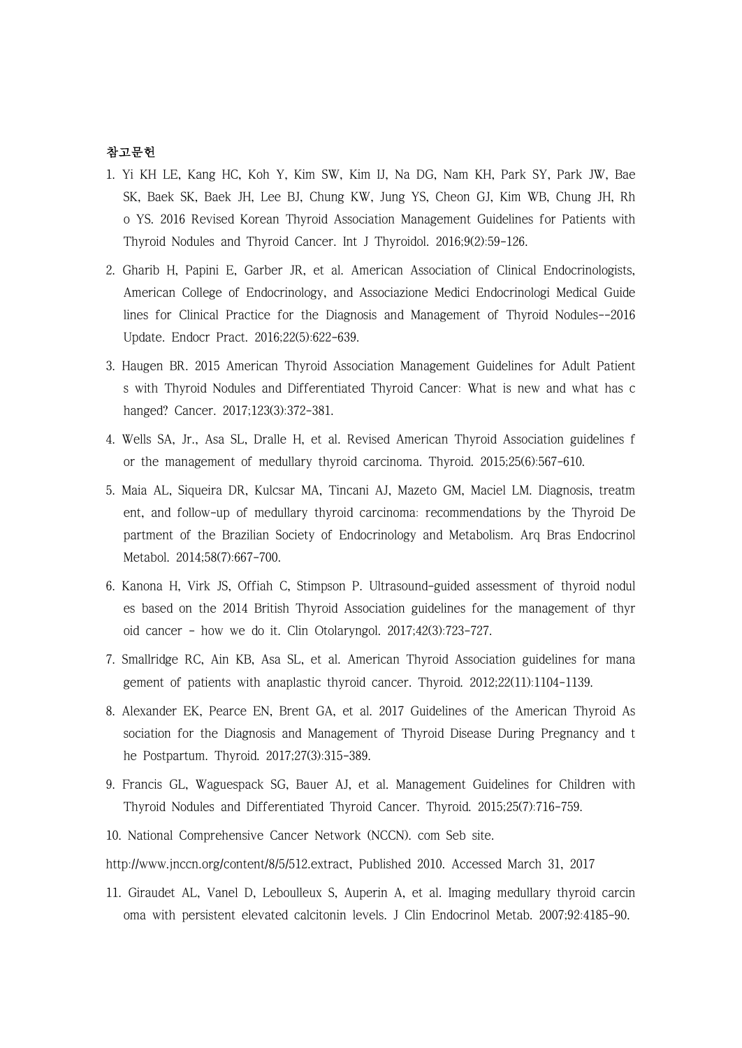## 참고문헌

1. Yi KH LE, Kang HC, Koh Y, Kim SW, Kim IJ, Na DG, Nam KH, Park SY, Park JW, Bae SK, Baek SK, Baek JH, Lee BJ, Chung KW, Jung YS, Cheon GJ, Kim WB, Chung JH, Rho YS. 2016 Revised Korean Thyroid Association Management Guidelines for Patients with Thyroid Nodules and Thyroid Cancer. Int J Thyroidol. 2016;9(2):59-126.

2. Gharib H, Papini E, Garber JR, et al. American Association of Clinical Endocrinologists, American College of Endocrinology, and Associazione Medici Endocrinologi Medical Guidelines for Clinical Practice for the Diagnosis and Management of Thyroid Nodules--2016 Update. Endocr Pract. 2016;22(5):622-639.

3. Haugen BR. 2015 American Thyroid Association Management Guidelines for Adult Patients with Thyroid Nodules and Differentiated Thyroid Cancer: What is new and what has changed? Cancer. 2017;123(3):372-381.

4. Wells SA, Jr., Asa SL, Dralle H, et al. Revised American Thyroid Association guidelines for the management of medullary thyroid carcinoma. Thyroid. 2015;25(6):567-610.

5. Maia AL, Siqueira DR, Kulcsar MA, Tincani AJ, Mazeto GM, Maciel LM. Diagnosis, treatment, and follow-up of medullary thyroid carcinoma: recommendations by the Thyroid Department of the Brazilian Society of Endocrinology and Metabolism. Arq Bras Endocrinol Metabol. 2014;58(7):667-700.

6. Kanona H, Virk JS, Offiah C, Stimpson P. Ultrasound-guided assessment of thyroid nodules based on the 2014 British Thyroid Association guidelines for the management of thyroid cancer - how we do it. Clin Otolaryngol. 2017;42(3):723-727.

7. Smallridge RC, Ain KB, Asa SL, et al. American Thyroid Association guidelines for management of patients with anaplastic thyroid cancer. Thyroid. 2012;22(11):1104-1139.

8. Alexander EK, Pearce EN, Brent GA, et al. 2017 Guidelines of the American Thyroid Association for the Diagnosis and Management of Thyroid Disease During Pregnancy and the Postpartum. Thyroid. 2017;27(3):315-389.

9. Francis GL, Waguespack SG, Bauer AJ, et al. Management Guidelines for Children with Thyroid Nodules and Differentiated Thyroid Cancer. Thyroid. 2015;25(7):716-759.

10. National Comprehensive Cancer Network (NCCN). com Seb site.

http://www.jnccn.org/content/8/5/512.extract, Published 2010. Accessed March 31, 2017

11. Giraudet AL, Vanel D, Leboulleux S, Auperin A, et al. Imaging medullary thyroid carcinoma with persistent elevated calcitonin levels. J Clin Endocrinol Metab. 2007;92:4185-90.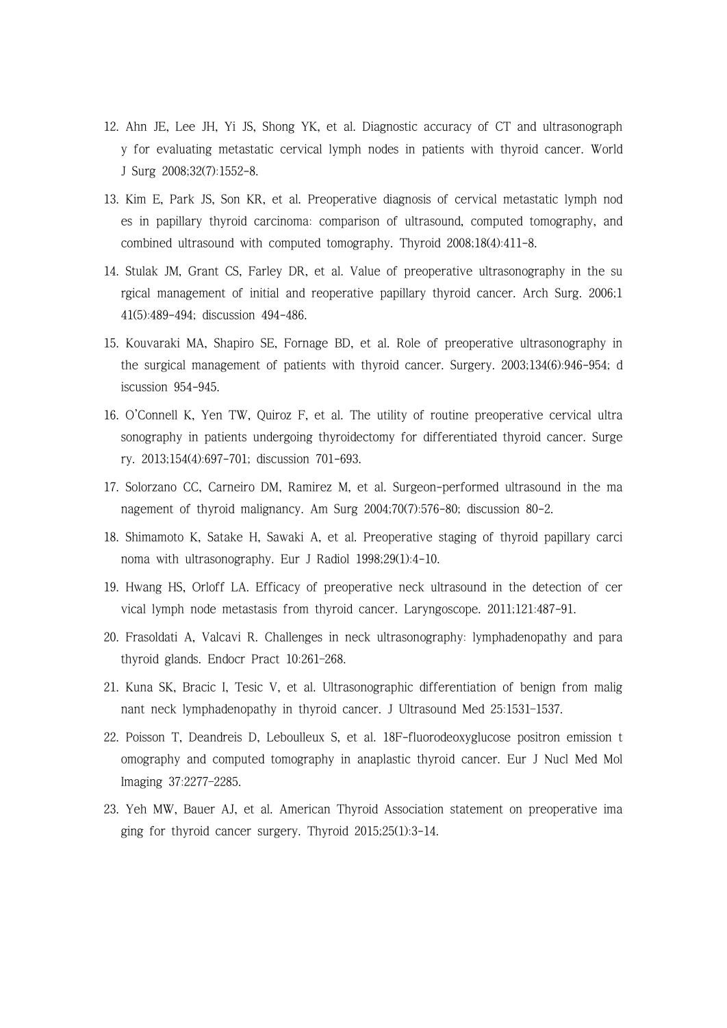12. Ahn JE, Lee JH, Yi JS, Shong YK, et al. Diagnostic accuracy of CT and ultrasonography for evaluating metastatic cervical lymph nodes in patients with thyroid cancer. World J Surg 2008;32(7):1552-8.

13. Kim E, Park JS, Son KR, et al. Preoperative diagnosis of cervical metastatic lymph nodes in papillary thyroid carcinoma: comparison of ultrasound, computed tomography, and combined ultrasound with computed tomography. Thyroid 2008;18(4):411-8.

14. Stulak JM, Grant CS, Farley DR, et al. Value of preoperative ultrasonography in the surgical management of initial and reoperative papillary thyroid cancer. Arch Surg. 2006;141(5):489-494; discussion 494-486.

15. Kouvaraki MA, Shapiro SE, Fornage BD, et al. Role of preoperative ultrasonography in the surgical management of patients with thyroid cancer. Surgery. 2003;134(6):946-954; discussion 954-945.

16. O'Connell K, Yen TW, Quiroz F, et al. The utility of routine preoperative cervical ultrasonography in patients undergoing thyroidectomy for differentiated thyroid cancer. Surgery. 2013;154(4):697-701; discussion 701-693.

17. Solorzano CC, Carneiro DM, Ramirez M, et al. Surgeon-performed ultrasound in the management of thyroid malignancy. Am Surg 2004;70(7):576-80; discussion 80-2.

18. Shimamoto K, Satake H, Sawaki A, et al. Preoperative staging of thyroid papillary carcinoma with ultrasonography. Eur J Radiol 1998;29(1):4-10.

19. Hwang HS, Orloff LA. Efficacy of preoperative neck ultrasound in the detection of cervical lymph node metastasis from thyroid cancer. Laryngoscope. 2011;121:487-91.

20. Frasoldati A, Valcavi R. Challenges in neck ultrasonography: lymphadenopathy and parathyroid glands. Endocr Pract 10:261–268.

21. Kuna SK, Bracic I, Tesic V, et al. Ultrasonographic differentiation of benign from malignant neck lymphadenopathy in thyroid cancer. J Ultrasound Med 25:1531–1537.

22. Poisson T, Deandreis D, Leboulleux S, et al. 18F-fluorodeoxyglucose positron emission tomography and computed tomography in anaplastic thyroid cancer. Eur J Nucl Med Mol Imaging 37:2277–2285.

23. Yeh MW, Bauer AJ, et al. American Thyroid Association statement on preoperative imaging for thyroid cancer surgery. Thyroid 2015;25(1):3-14.